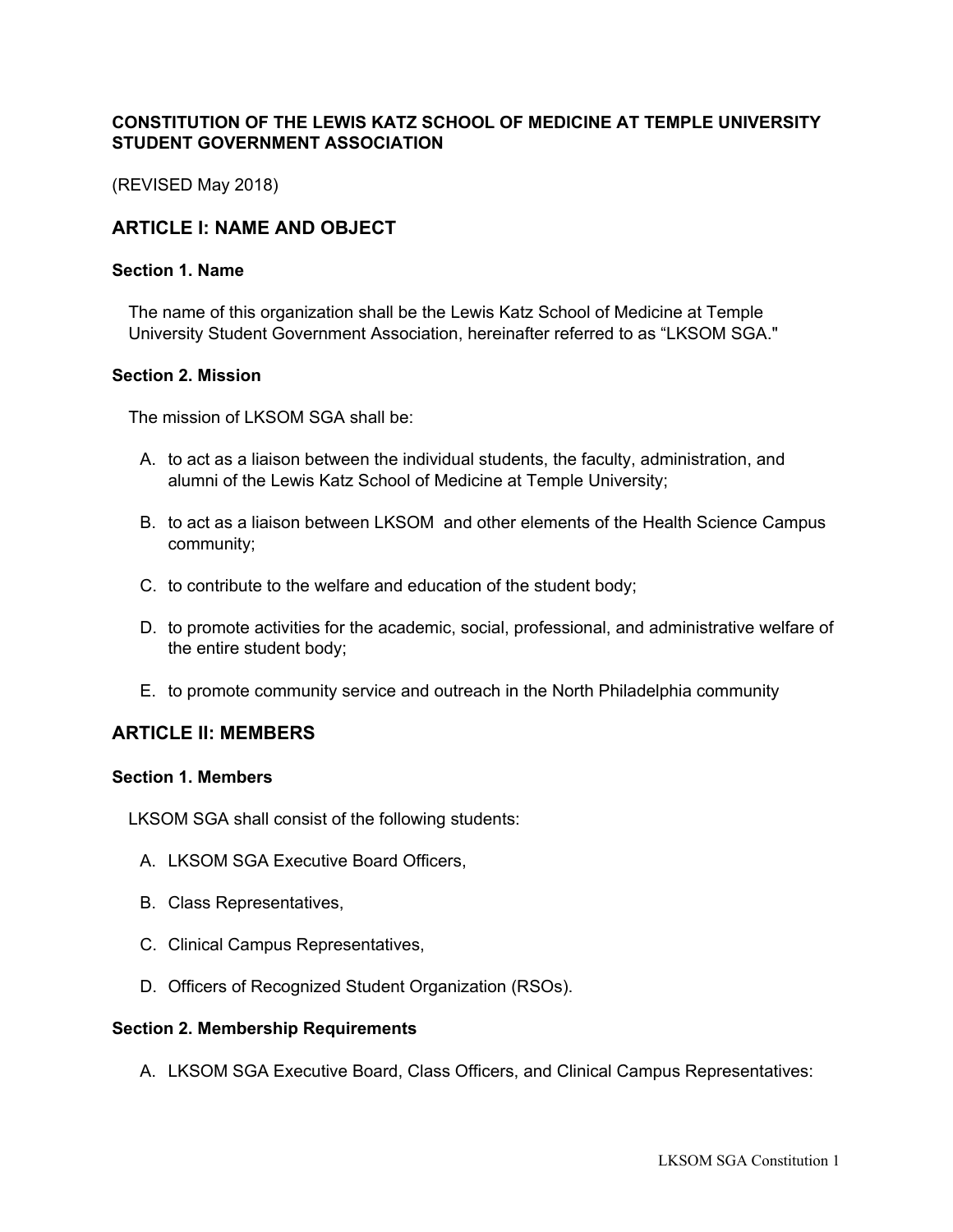**CONSTITUTION OF THE LEWIS KATZ SCHOOL OF MEDICINE AT TEMPLE UNIVERSITY STUDENT GOVERNMENT ASSOCIATION**

(REVISED May 2018)

## ARTICLE I: NAME AND OBJECT

### Section 1. Name

The name of this organization shall be the Lewis Katz School of Medicine at Temple University Student Government Association, hereinafter referred to as “LKSOM SGA."

### Section 2. Mission

The mission of LKSOM SGA shall be:

A. to act as a liaison between the individual students, the faculty, administration, and alumni of the Lewis Katz School of Medicine at Temple University;

B. to act as a liaison between LKSOM and other elements of the Health Science Campus community;

C. to contribute to the welfare and education of the student body;

D. to promote activities for the academic, social, professional, and administrative welfare of the entire student body;

E. to promote community service and outreach in the North Philadelphia community

## ARTICLE II: MEMBERS

### Section 1. Members

LKSOM SGA shall consist of the following students:

A. LKSOM SGA Executive Board Officers,

B. Class Representatives,

C. Clinical Campus Representatives,

D. Officers of Recognized Student Organization (RSOs).

### Section 2. Membership Requirements

A. LKSOM SGA Executive Board, Class Officers, and Clinical Campus Representatives: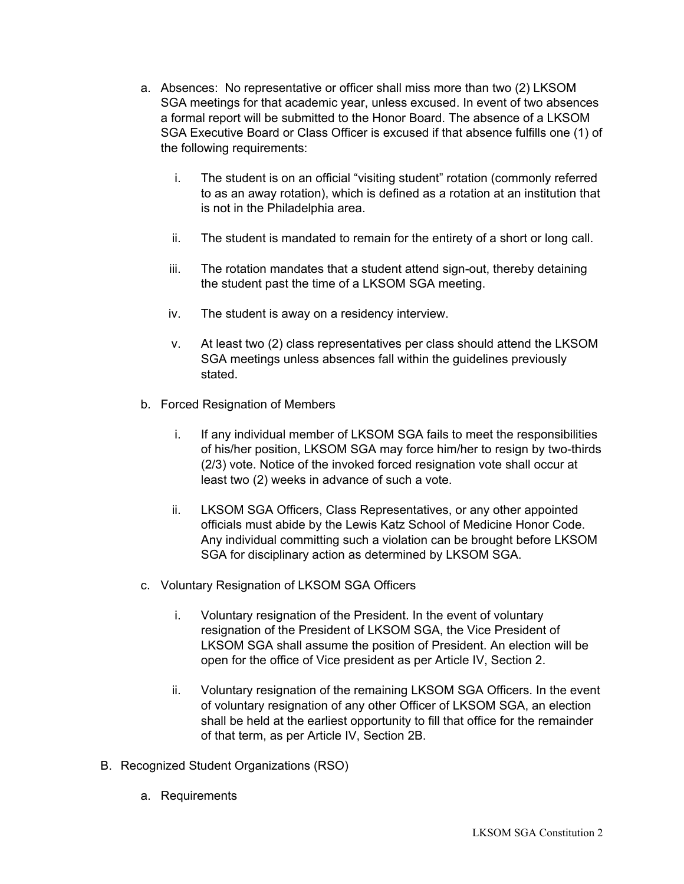a. Absences: No representative or officer shall miss more than two (2) LKSOM SGA meetings for that academic year, unless excused. In event of two absences a formal report will be submitted to the Honor Board. The absence of a LKSOM SGA Executive Board or Class Officer is excused if that absence fulfills one (1) of the following requirements:

   i. The student is on an official "visiting student" rotation (commonly referred to as an away rotation), which is defined as a rotation at an institution that is not in the Philadelphia area.

   ii. The student is mandated to remain for the entirety of a short or long call.

   iii. The rotation mandates that a student attend sign-out, thereby detaining the student past the time of a LKSOM SGA meeting.

   iv. The student is away on a residency interview.

   v. At least two (2) class representatives per class should attend the LKSOM SGA meetings unless absences fall within the guidelines previously stated.

b. Forced Resignation of Members

   i. If any individual member of LKSOM SGA fails to meet the responsibilities of his/her position, LKSOM SGA may force him/her to resign by two-thirds (2/3) vote. Notice of the invoked forced resignation vote shall occur at least two (2) weeks in advance of such a vote.

   ii. LKSOM SGA Officers, Class Representatives, or any other appointed officials must abide by the Lewis Katz School of Medicine Honor Code. Any individual committing such a violation can be brought before LKSOM SGA for disciplinary action as determined by LKSOM SGA.

c. Voluntary Resignation of LKSOM SGA Officers

   i. Voluntary resignation of the President. In the event of voluntary resignation of the President of LKSOM SGA, the Vice President of LKSOM SGA shall assume the position of President. An election will be open for the office of Vice president as per Article IV, Section 2.

   ii. Voluntary resignation of the remaining LKSOM SGA Officers. In the event of voluntary resignation of any other Officer of LKSOM SGA, an election shall be held at the earliest opportunity to fill that office for the remainder of that term, as per Article IV, Section 2B.

B. Recognized Student Organizations (RSO)

   a. Requirements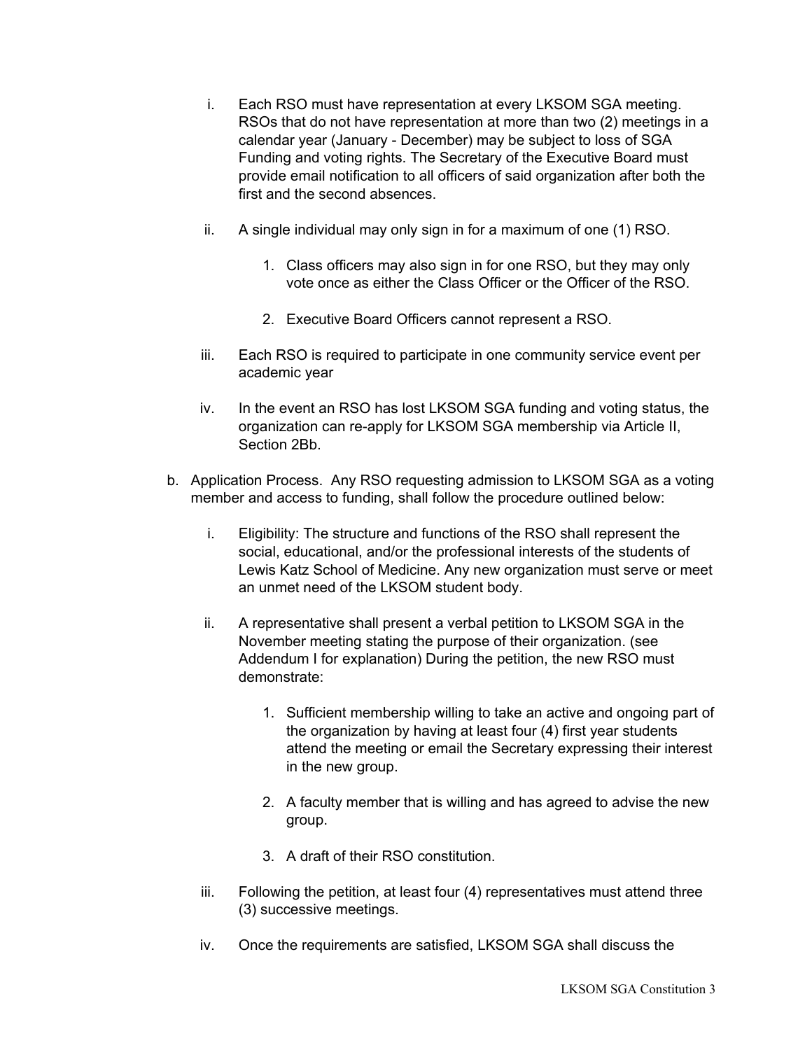i. Each RSO must have representation at every LKSOM SGA meeting. RSOs that do not have representation at more than two (2) meetings in a calendar year (January - December) may be subject to loss of SGA Funding and voting rights. The Secretary of the Executive Board must provide email notification to all officers of said organization after both the first and the second absences.

ii. A single individual may only sign in for a maximum of one (1) RSO.

   1. Class officers may also sign in for one RSO, but they may only vote once as either the Class Officer or the Officer of the RSO.

   2. Executive Board Officers cannot represent a RSO.

iii. Each RSO is required to participate in one community service event per academic year

iv. In the event an RSO has lost LKSOM SGA funding and voting status, the organization can re-apply for LKSOM SGA membership via Article II, Section 2Bb.

b. Application Process. Any RSO requesting admission to LKSOM SGA as a voting member and access to funding, shall follow the procedure outlined below:

   i. Eligibility: The structure and functions of the RSO shall represent the social, educational, and/or the professional interests of the students of Lewis Katz School of Medicine. Any new organization must serve or meet an unmet need of the LKSOM student body.

   ii. A representative shall present a verbal petition to LKSOM SGA in the November meeting stating the purpose of their organization. (see Addendum I for explanation) During the petition, the new RSO must demonstrate:

      1. Sufficient membership willing to take an active and ongoing part of the organization by having at least four (4) first year students attend the meeting or email the Secretary expressing their interest in the new group.

      2. A faculty member that is willing and has agreed to advise the new group.

      3. A draft of their RSO constitution.

   iii. Following the petition, at least four (4) representatives must attend three (3) successive meetings.

   iv. Once the requirements are satisfied, LKSOM SGA shall discuss the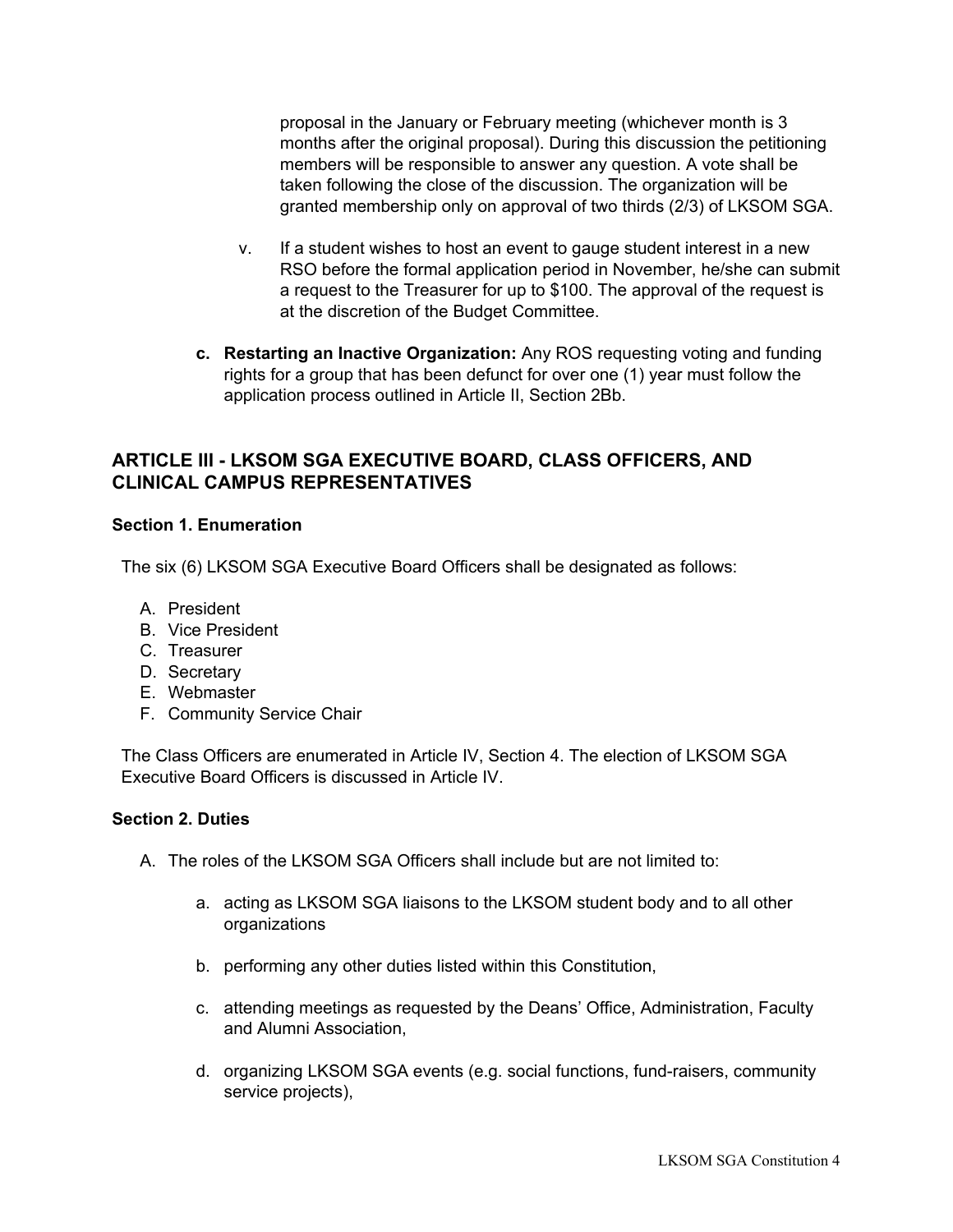proposal in the January or February meeting (whichever month is 3 months after the original proposal). During this discussion the petitioning members will be responsible to answer any question. A vote shall be taken following the close of the discussion. The organization will be granted membership only on approval of two thirds (2/3) of LKSOM SGA.

v. If a student wishes to host an event to gauge student interest in a new RSO before the formal application period in November, he/she can submit a request to the Treasurer for up to $100. The approval of the request is at the discretion of the Budget Committee.

c. **Restarting an Inactive Organization:** Any ROS requesting voting and funding rights for a group that has been defunct for over one (1) year must follow the application process outlined in Article II, Section 2Bb.

## ARTICLE III - LKSOM SGA EXECUTIVE BOARD, CLASS OFFICERS, AND CLINICAL CAMPUS REPRESENTATIVES

### Section 1. Enumeration

The six (6) LKSOM SGA Executive Board Officers shall be designated as follows:

A. President
B. Vice President
C. Treasurer
D. Secretary
E. Webmaster
F. Community Service Chair

The Class Officers are enumerated in Article IV, Section 4. The election of LKSOM SGA Executive Board Officers is discussed in Article IV.

### Section 2. Duties

A. The roles of the LKSOM SGA Officers shall include but are not limited to:

   a. acting as LKSOM SGA liaisons to the LKSOM student body and to all other organizations

   b. performing any other duties listed within this Constitution,

   c. attending meetings as requested by the Deans' Office, Administration, Faculty and Alumni Association,

   d. organizing LKSOM SGA events (e.g. social functions, fund-raisers, community service projects),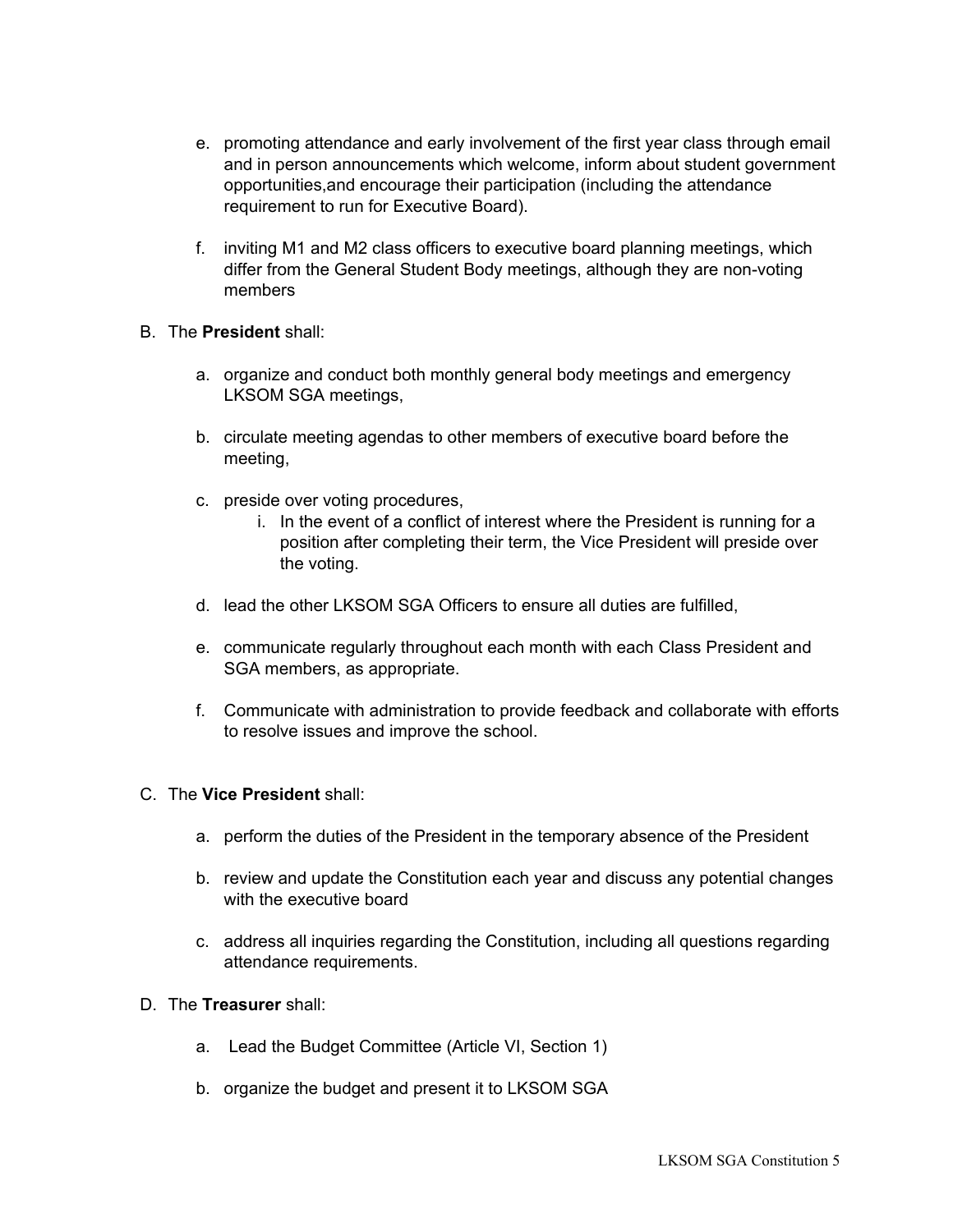e. promoting attendance and early involvement of the first year class through email and in person announcements which welcome, inform about student government opportunities,and encourage their participation (including the attendance requirement to run for Executive Board).

f. inviting M1 and M2 class officers to executive board planning meetings, which differ from the General Student Body meetings, although they are non-voting members

B. The **President** shall:

a. organize and conduct both monthly general body meetings and emergency LKSOM SGA meetings,

b. circulate meeting agendas to other members of executive board before the meeting,

c. preside over voting procedures,

   i. In the event of a conflict of interest where the President is running for a position after completing their term, the Vice President will preside over the voting.

d. lead the other LKSOM SGA Officers to ensure all duties are fulfilled,

e. communicate regularly throughout each month with each Class President and SGA members, as appropriate.

f. Communicate with administration to provide feedback and collaborate with efforts to resolve issues and improve the school.

C. The **Vice President** shall:

a. perform the duties of the President in the temporary absence of the President

b. review and update the Constitution each year and discuss any potential changes with the executive board

c. address all inquiries regarding the Constitution, including all questions regarding attendance requirements.

D. The **Treasurer** shall:

a. Lead the Budget Committee (Article VI, Section 1)

b. organize the budget and present it to LKSOM SGA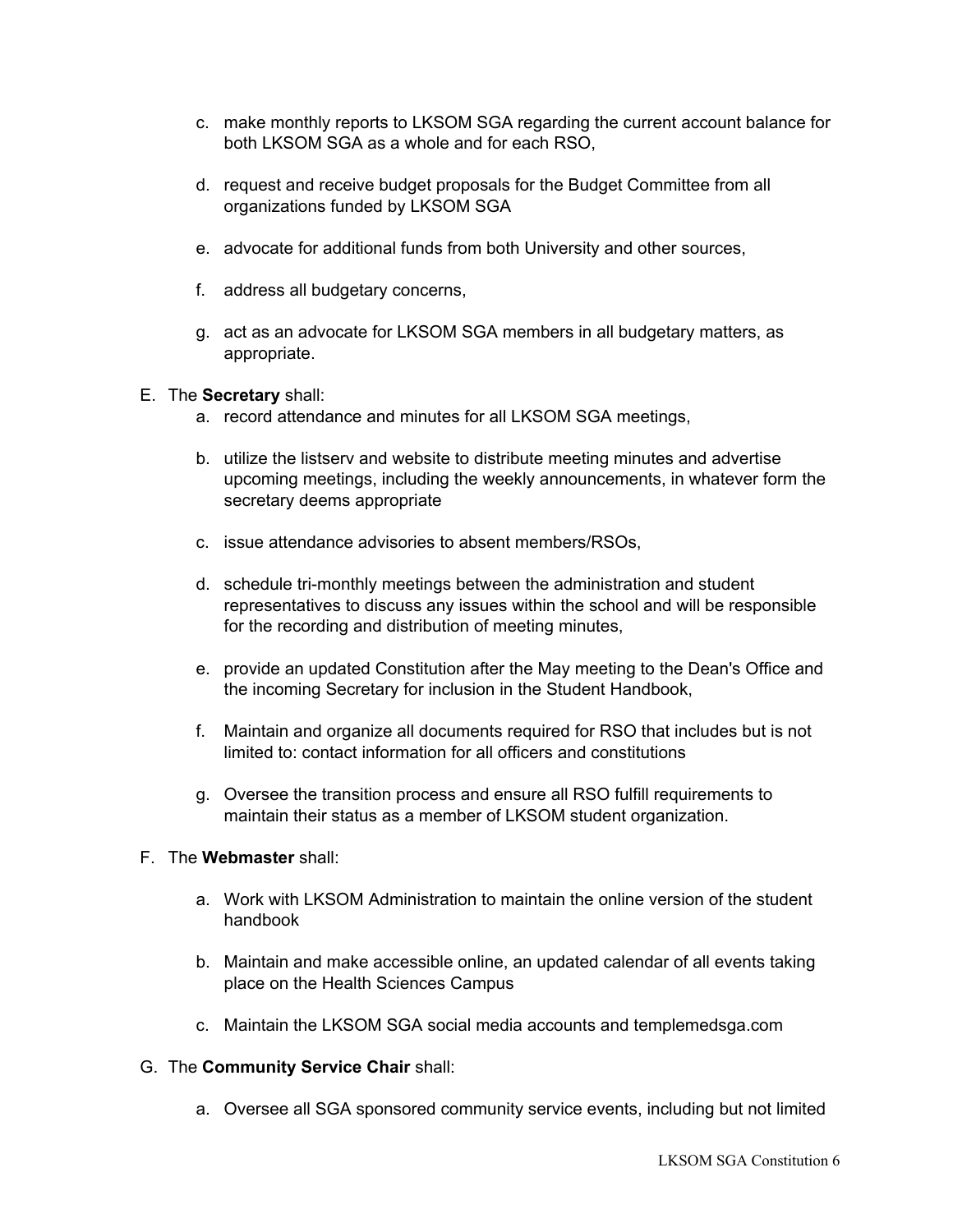c. make monthly reports to LKSOM SGA regarding the current account balance for both LKSOM SGA as a whole and for each RSO,

d. request and receive budget proposals for the Budget Committee from all organizations funded by LKSOM SGA

e. advocate for additional funds from both University and other sources,

f. address all budgetary concerns,

g. act as an advocate for LKSOM SGA members in all budgetary matters, as appropriate.

E. The **Secretary** shall:

a. record attendance and minutes for all LKSOM SGA meetings,

b. utilize the listserv and website to distribute meeting minutes and advertise upcoming meetings, including the weekly announcements, in whatever form the secretary deems appropriate

c. issue attendance advisories to absent members/RSOs,

d. schedule tri-monthly meetings between the administration and student representatives to discuss any issues within the school and will be responsible for the recording and distribution of meeting minutes,

e. provide an updated Constitution after the May meeting to the Dean's Office and the incoming Secretary for inclusion in the Student Handbook,

f. Maintain and organize all documents required for RSO that includes but is not limited to: contact information for all officers and constitutions

g. Oversee the transition process and ensure all RSO fulfill requirements to maintain their status as a member of LKSOM student organization.

F. The **Webmaster** shall:

a. Work with LKSOM Administration to maintain the online version of the student handbook

b. Maintain and make accessible online, an updated calendar of all events taking place on the Health Sciences Campus

c. Maintain the LKSOM SGA social media accounts and templemedsga.com

G. The **Community Service Chair** shall:

a. Oversee all SGA sponsored community service events, including but not limited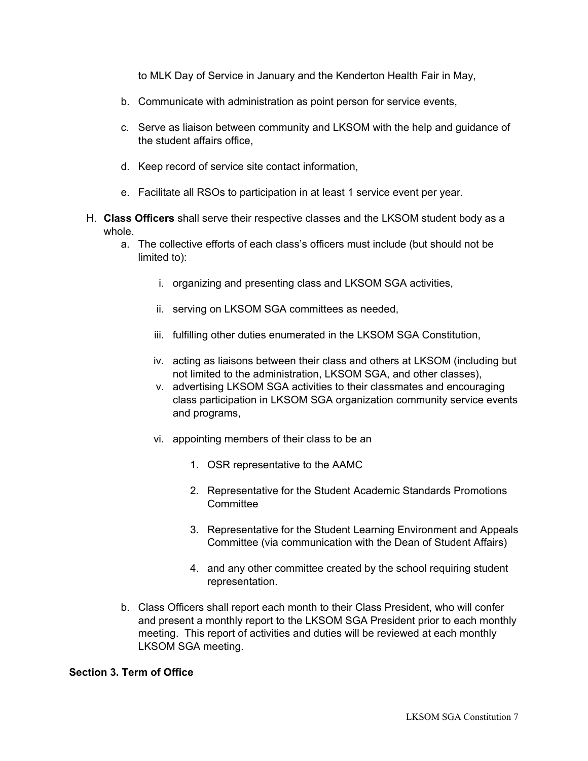to MLK Day of Service in January and the Kenderton Health Fair in May,

b. Communicate with administration as point person for service events,

c. Serve as liaison between community and LKSOM with the help and guidance of the student affairs office,

d. Keep record of service site contact information,

e. Facilitate all RSOs to participation in at least 1 service event per year.

H. **Class Officers** shall serve their respective classes and the LKSOM student body as a whole.

  a. The collective efforts of each class's officers must include (but should not be limited to):

    i. organizing and presenting class and LKSOM SGA activities,

    ii. serving on LKSOM SGA committees as needed,

    iii. fulfilling other duties enumerated in the LKSOM SGA Constitution,

    iv. acting as liaisons between their class and others at LKSOM (including but not limited to the administration, LKSOM SGA, and other classes),

    v. advertising LKSOM SGA activities to their classmates and encouraging class participation in LKSOM SGA organization community service events and programs,

    vi. appointing members of their class to be an

      1. OSR representative to the AAMC

      2. Representative for the Student Academic Standards Promotions Committee

      3. Representative for the Student Learning Environment and Appeals Committee (via communication with the Dean of Student Affairs)

      4. and any other committee created by the school requiring student representation.

  b. Class Officers shall report each month to their Class President, who will confer and present a monthly report to the LKSOM SGA President prior to each monthly meeting. This report of activities and duties will be reviewed at each monthly LKSOM SGA meeting.

**Section 3. Term of Office**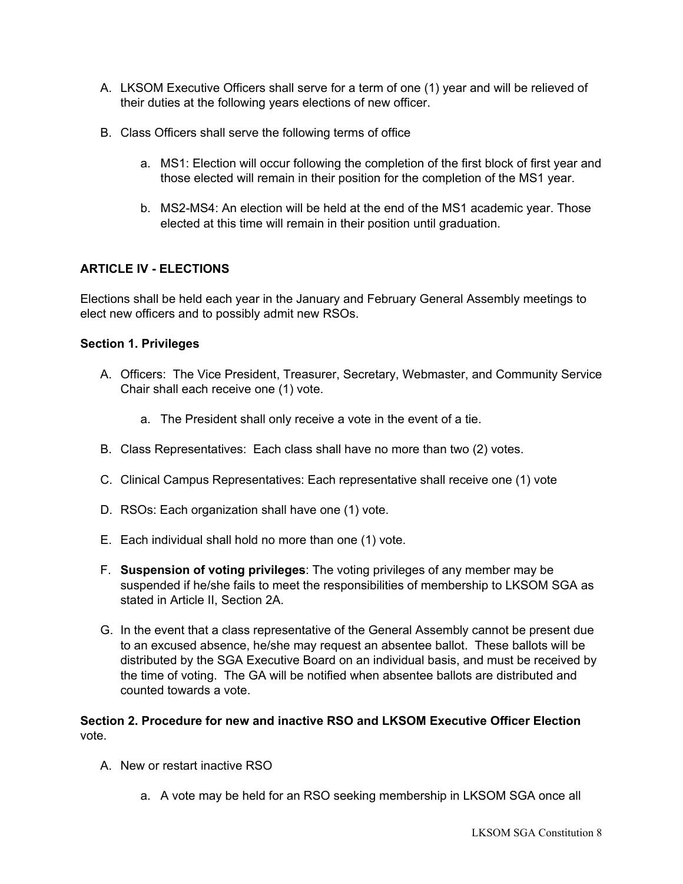A. LKSOM Executive Officers shall serve for a term of one (1) year and will be relieved of their duties at the following years elections of new officer.

B. Class Officers shall serve the following terms of office

   a. MS1: Election will occur following the completion of the first block of first year and those elected will remain in their position for the completion of the MS1 year.

   b. MS2-MS4: An election will be held at the end of the MS1 academic year. Those elected at this time will remain in their position until graduation.

## ARTICLE IV - ELECTIONS

Elections shall be held each year in the January and February General Assembly meetings to elect new officers and to possibly admit new RSOs.

### Section 1. Privileges

A. Officers: The Vice President, Treasurer, Secretary, Webmaster, and Community Service Chair shall each receive one (1) vote.

   a. The President shall only receive a vote in the event of a tie.

B. Class Representatives: Each class shall have no more than two (2) votes.

C. Clinical Campus Representatives: Each representative shall receive one (1) vote

D. RSOs: Each organization shall have one (1) vote.

E. Each individual shall hold no more than one (1) vote.

F. **Suspension of voting privileges**: The voting privileges of any member may be suspended if he/she fails to meet the responsibilities of membership to LKSOM SGA as stated in Article II, Section 2A.

G. In the event that a class representative of the General Assembly cannot be present due to an excused absence, he/she may request an absentee ballot. These ballots will be distributed by the SGA Executive Board on an individual basis, and must be received by the time of voting. The GA will be notified when absentee ballots are distributed and counted towards a vote.

### Section 2. Procedure for new and inactive RSO and LKSOM Executive Officer Election vote.

A. New or restart inactive RSO

   a. A vote may be held for an RSO seeking membership in LKSOM SGA once all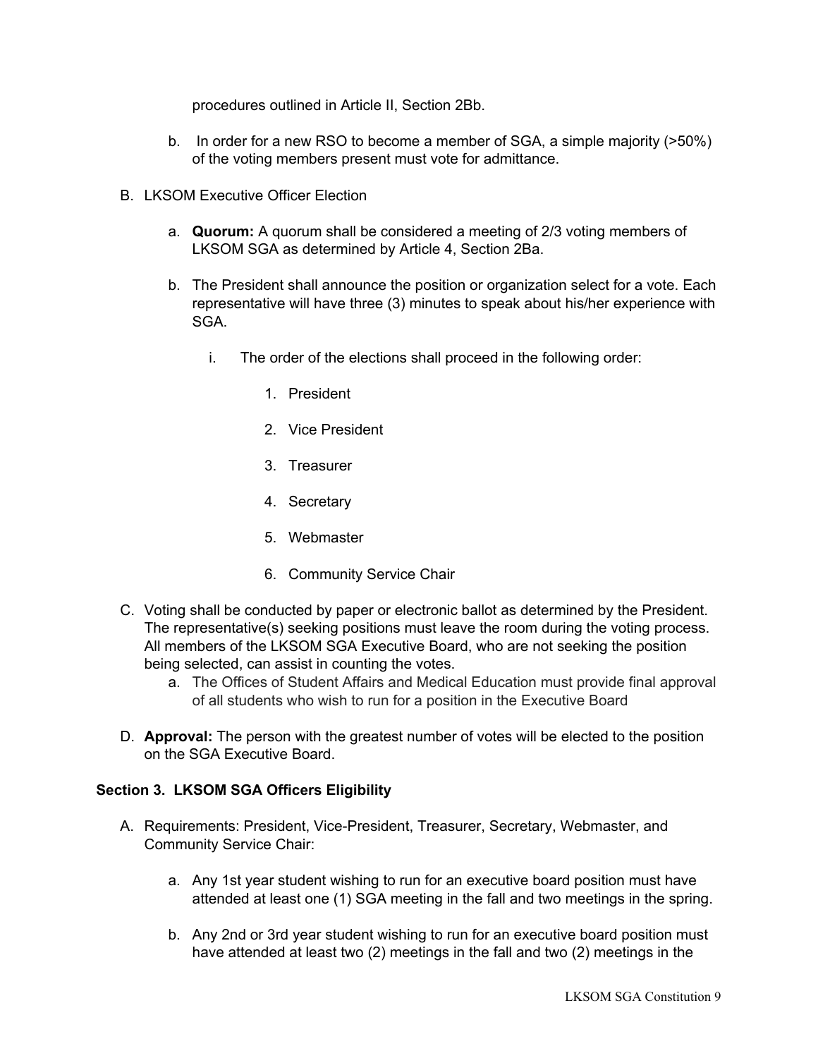procedures outlined in Article II, Section 2Bb.

b. In order for a new RSO to become a member of SGA, a simple majority (>50%) of the voting members present must vote for admittance.

B. LKSOM Executive Officer Election

a. **Quorum:** A quorum shall be considered a meeting of 2/3 voting members of LKSOM SGA as determined by Article 4, Section 2Ba.

b. The President shall announce the position or organization select for a vote. Each representative will have three (3) minutes to speak about his/her experience with SGA.

i. The order of the elections shall proceed in the following order:

1. President
2. Vice President
3. Treasurer
4. Secretary
5. Webmaster
6. Community Service Chair

C. Voting shall be conducted by paper or electronic ballot as determined by the President. The representative(s) seeking positions must leave the room during the voting process. All members of the LKSOM SGA Executive Board, who are not seeking the position being selected, can assist in counting the votes.

a. The Offices of Student Affairs and Medical Education must provide final approval of all students who wish to run for a position in the Executive Board

D. **Approval:** The person with the greatest number of votes will be elected to the position on the SGA Executive Board.

**Section 3. LKSOM SGA Officers Eligibility**

A. Requirements: President, Vice-President, Treasurer, Secretary, Webmaster, and Community Service Chair:

a. Any 1st year student wishing to run for an executive board position must have attended at least one (1) SGA meeting in the fall and two meetings in the spring.

b. Any 2nd or 3rd year student wishing to run for an executive board position must have attended at least two (2) meetings in the fall and two (2) meetings in the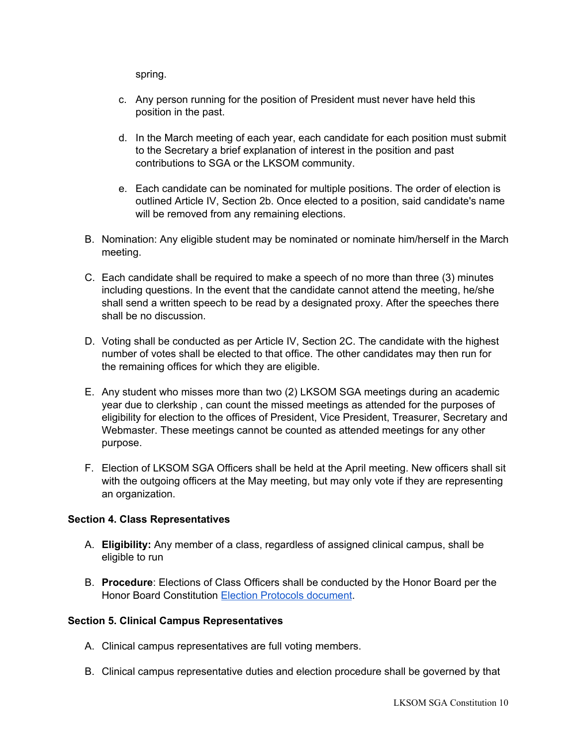spring.

c. Any person running for the position of President must never have held this position in the past.

d. In the March meeting of each year, each candidate for each position must submit to the Secretary a brief explanation of interest in the position and past contributions to SGA or the LKSOM community.

e. Each candidate can be nominated for multiple positions. The order of election is outlined Article IV, Section 2b. Once elected to a position, said candidate's name will be removed from any remaining elections.

B. Nomination: Any eligible student may be nominated or nominate him/herself in the March meeting.

C. Each candidate shall be required to make a speech of no more than three (3) minutes including questions. In the event that the candidate cannot attend the meeting, he/she shall send a written speech to be read by a designated proxy. After the speeches there shall be no discussion.

D. Voting shall be conducted as per Article IV, Section 2C. The candidate with the highest number of votes shall be elected to that office. The other candidates may then run for the remaining offices for which they are eligible.

E. Any student who misses more than two (2) LKSOM SGA meetings during an academic year due to clerkship , can count the missed meetings as attended for the purposes of eligibility for election to the offices of President, Vice President, Treasurer, Secretary and Webmaster. These meetings cannot be counted as attended meetings for any other purpose.

F. Election of LKSOM SGA Officers shall be held at the April meeting. New officers shall sit with the outgoing officers at the May meeting, but may only vote if they are representing an organization.

**Section 4. Class Representatives**

A. **Eligibility:** Any member of a class, regardless of assigned clinical campus, shall be eligible to run

B. **Procedure**: Elections of Class Officers shall be conducted by the Honor Board per the Honor Board Constitution Election Protocols document.

**Section 5. Clinical Campus Representatives**

A. Clinical campus representatives are full voting members.

B. Clinical campus representative duties and election procedure shall be governed by that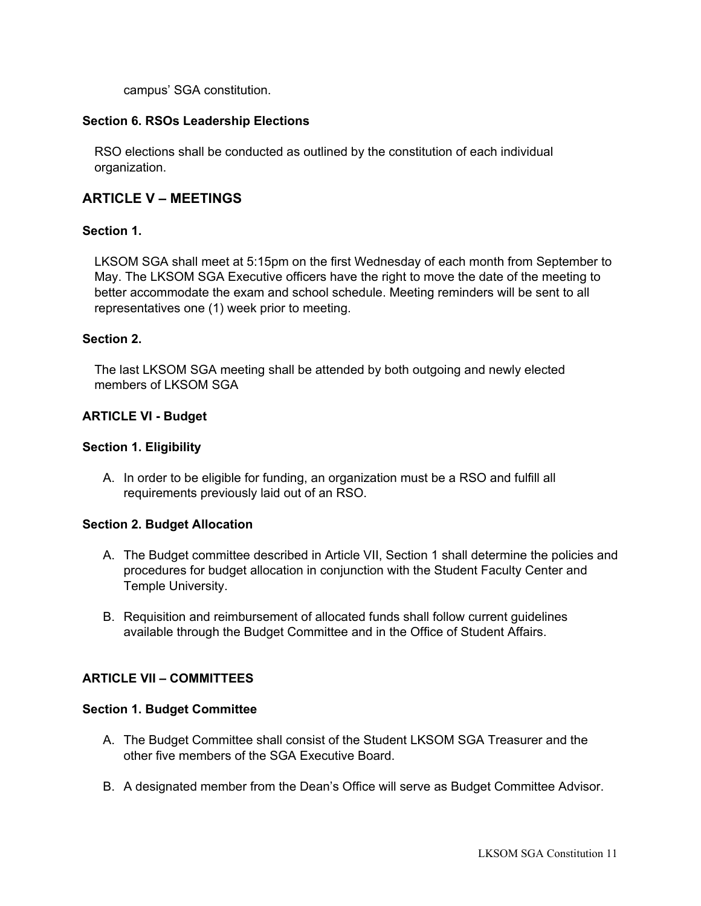campus' SGA constitution.

**Section 6. RSOs Leadership Elections**

RSO elections shall be conducted as outlined by the constitution of each individual organization.

## ARTICLE V – MEETINGS

**Section 1.**

LKSOM SGA shall meet at 5:15pm on the first Wednesday of each month from September to May. The LKSOM SGA Executive officers have the right to move the date of the meeting to better accommodate the exam and school schedule. Meeting reminders will be sent to all representatives one (1) week prior to meeting.

**Section 2.**

The last LKSOM SGA meeting shall be attended by both outgoing and newly elected members of LKSOM SGA

**ARTICLE VI - Budget**

**Section 1. Eligibility**

A. In order to be eligible for funding, an organization must be a RSO and fulfill all requirements previously laid out of an RSO.

**Section 2. Budget Allocation**

A. The Budget committee described in Article VII, Section 1 shall determine the policies and procedures for budget allocation in conjunction with the Student Faculty Center and Temple University.

B. Requisition and reimbursement of allocated funds shall follow current guidelines available through the Budget Committee and in the Office of Student Affairs.

**ARTICLE VII – COMMITTEES**

**Section 1. Budget Committee**

A. The Budget Committee shall consist of the Student LKSOM SGA Treasurer and the other five members of the SGA Executive Board.

B. A designated member from the Dean's Office will serve as Budget Committee Advisor.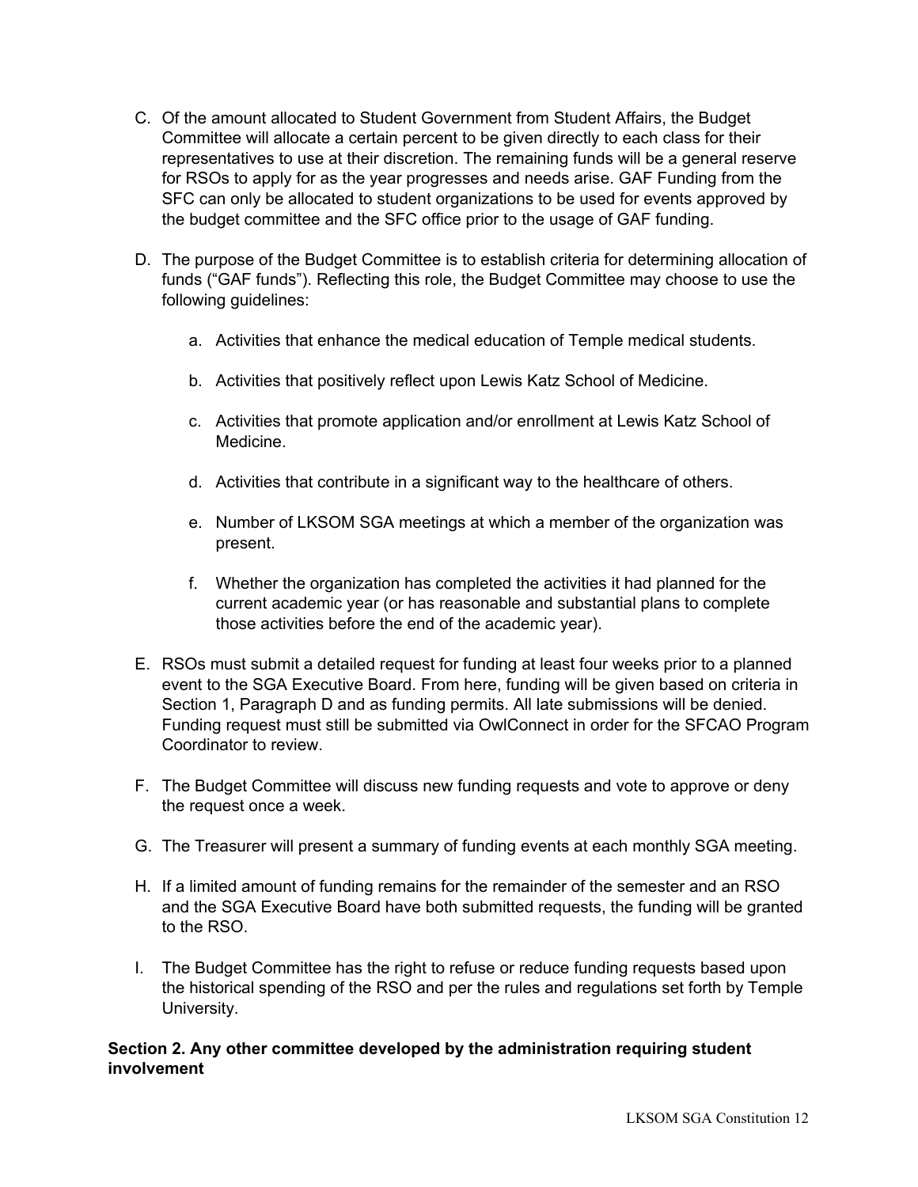C. Of the amount allocated to Student Government from Student Affairs, the Budget Committee will allocate a certain percent to be given directly to each class for their representatives to use at their discretion. The remaining funds will be a general reserve for RSOs to apply for as the year progresses and needs arise. GAF Funding from the SFC can only be allocated to student organizations to be used for events approved by the budget committee and the SFC office prior to the usage of GAF funding.

D. The purpose of the Budget Committee is to establish criteria for determining allocation of funds ("GAF funds"). Reflecting this role, the Budget Committee may choose to use the following guidelines:

   a. Activities that enhance the medical education of Temple medical students.

   b. Activities that positively reflect upon Lewis Katz School of Medicine.

   c. Activities that promote application and/or enrollment at Lewis Katz School of Medicine.

   d. Activities that contribute in a significant way to the healthcare of others.

   e. Number of LKSOM SGA meetings at which a member of the organization was present.

   f. Whether the organization has completed the activities it had planned for the current academic year (or has reasonable and substantial plans to complete those activities before the end of the academic year).

E. RSOs must submit a detailed request for funding at least four weeks prior to a planned event to the SGA Executive Board. From here, funding will be given based on criteria in Section 1, Paragraph D and as funding permits. All late submissions will be denied. Funding request must still be submitted via OwlConnect in order for the SFCAO Program Coordinator to review.

F. The Budget Committee will discuss new funding requests and vote to approve or deny the request once a week.

G. The Treasurer will present a summary of funding events at each monthly SGA meeting.

H. If a limited amount of funding remains for the remainder of the semester and an RSO and the SGA Executive Board have both submitted requests, the funding will be granted to the RSO.

I. The Budget Committee has the right to refuse or reduce funding requests based upon the historical spending of the RSO and per the rules and regulations set forth by Temple University.

**Section 2. Any other committee developed by the administration requiring student involvement**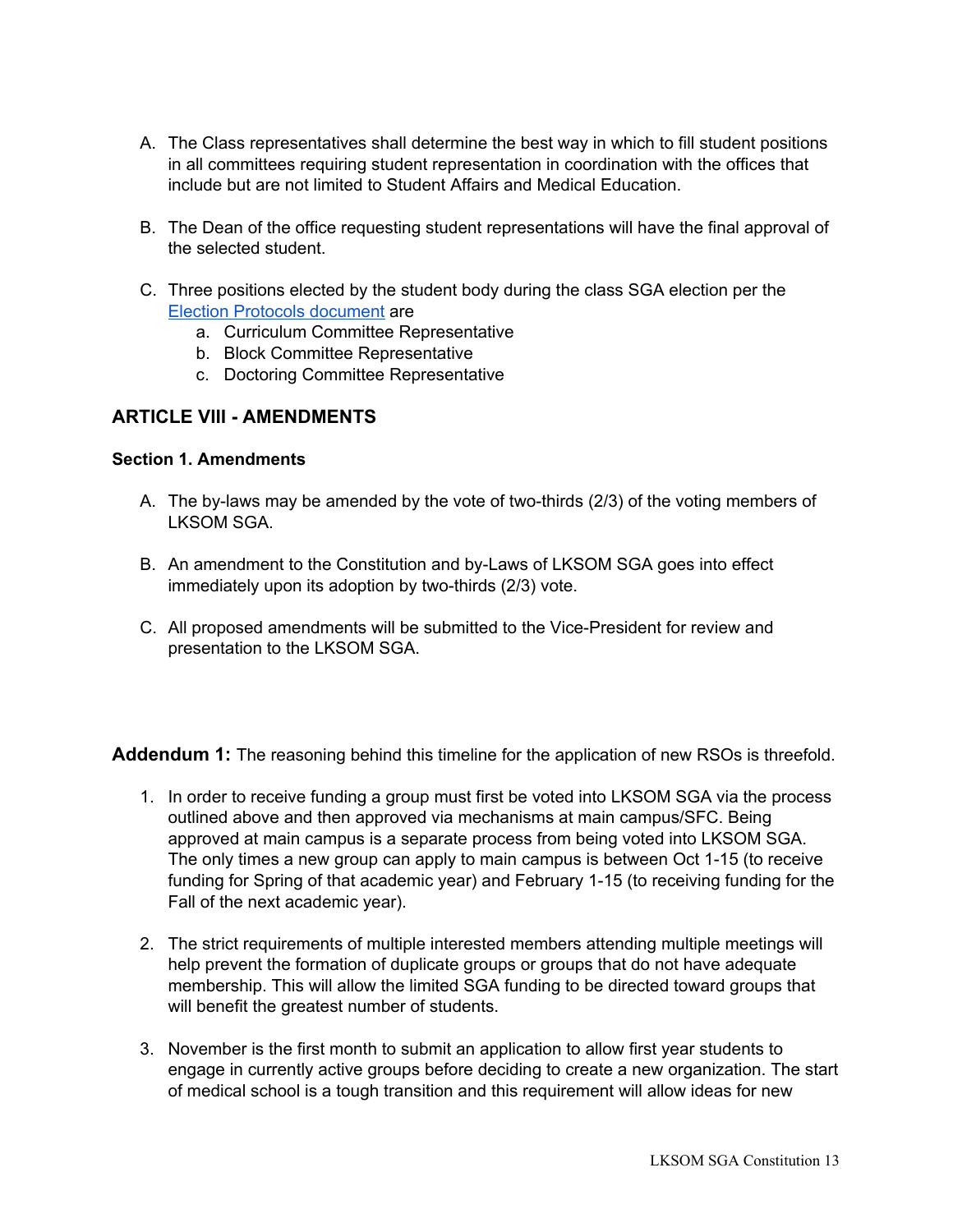A. The Class representatives shall determine the best way in which to fill student positions in all committees requiring student representation in coordination with the offices that include but are not limited to Student Affairs and Medical Education.

B. The Dean of the office requesting student representations will have the final approval of the selected student.

C. Three positions elected by the student body during the class SGA election per the [Election Protocols document]() are
   a. Curriculum Committee Representative
   b. Block Committee Representative
   c. Doctoring Committee Representative

## ARTICLE VIII - AMENDMENTS

### Section 1. Amendments

A. The by-laws may be amended by the vote of two-thirds (2/3) of the voting members of LKSOM SGA.

B. An amendment to the Constitution and by-Laws of LKSOM SGA goes into effect immediately upon its adoption by two-thirds (2/3) vote.

C. All proposed amendments will be submitted to the Vice-President for review and presentation to the LKSOM SGA.

**Addendum 1:** The reasoning behind this timeline for the application of new RSOs is threefold.

1. In order to receive funding a group must first be voted into LKSOM SGA via the process outlined above and then approved via mechanisms at main campus/SFC. Being approved at main campus is a separate process from being voted into LKSOM SGA. The only times a new group can apply to main campus is between Oct 1-15 (to receive funding for Spring of that academic year) and February 1-15 (to receiving funding for the Fall of the next academic year).

2. The strict requirements of multiple interested members attending multiple meetings will help prevent the formation of duplicate groups or groups that do not have adequate membership. This will allow the limited SGA funding to be directed toward groups that will benefit the greatest number of students.

3. November is the first month to submit an application to allow first year students to engage in currently active groups before deciding to create a new organization. The start of medical school is a tough transition and this requirement will allow ideas for new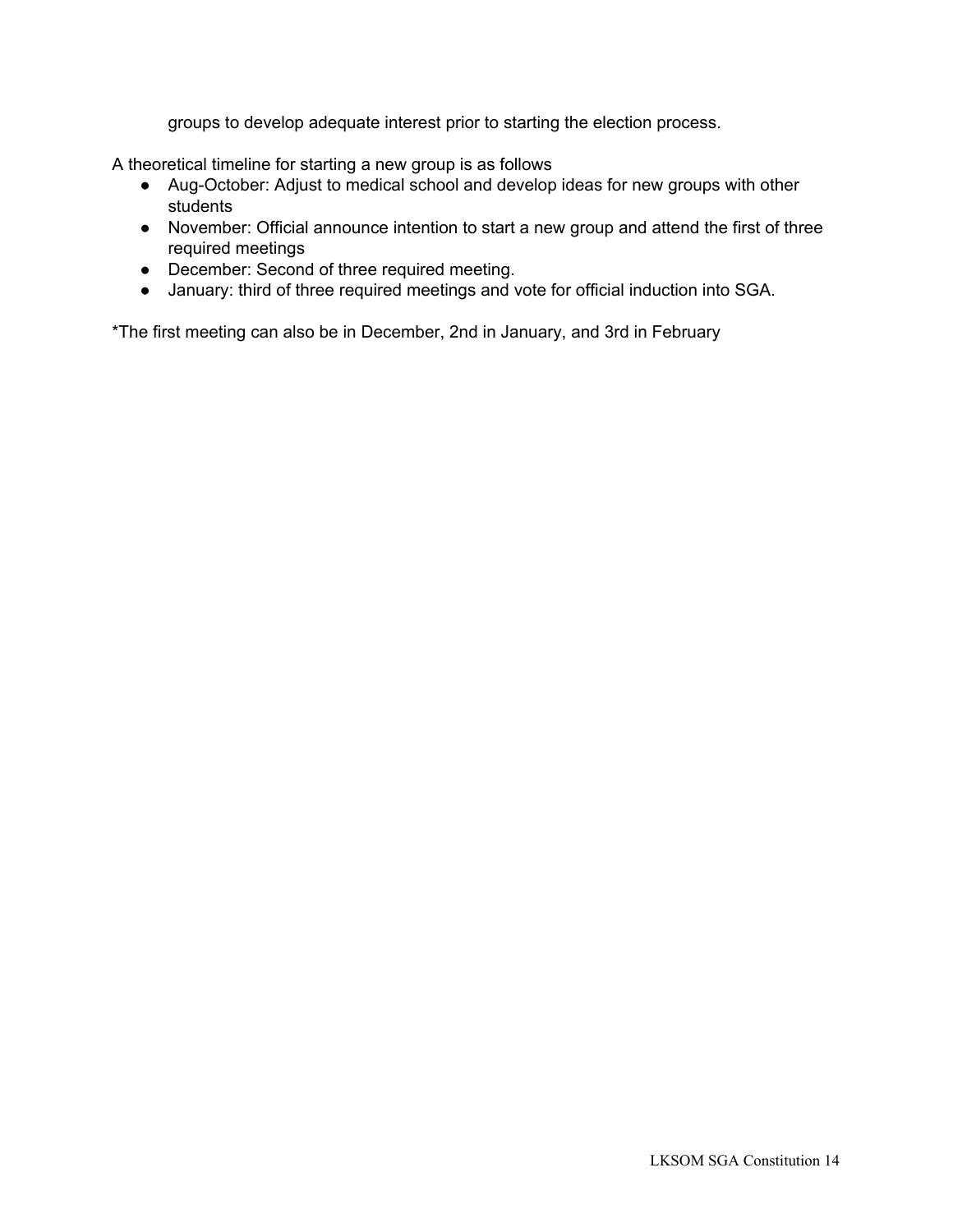groups to develop adequate interest prior to starting the election process.

A theoretical timeline for starting a new group is as follows

- Aug-October: Adjust to medical school and develop ideas for new groups with other students
- November: Official announce intention to start a new group and attend the first of three required meetings
- December: Second of three required meeting.
- January: third of three required meetings and vote for official induction into SGA.

*The first meeting can also be in December, 2nd in January, and 3rd in February